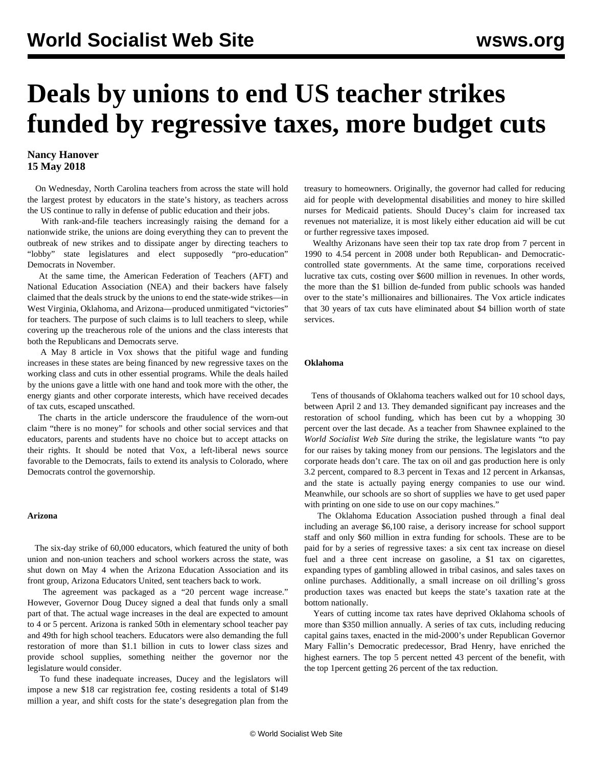# Deals by unions to end US teacher strikes funded by regressive taxes, more budget cuts

**Nancy Hanover**
**15 May 2018**

On Wednesday, North Carolina teachers from across the state will hold the largest protest by educators in the state's history, as teachers across the US continue to rally in defense of public education and their jobs.

With rank-and-file teachers increasingly raising the demand for a nationwide strike, the unions are doing everything they can to prevent the outbreak of new strikes and to dissipate anger by directing teachers to "lobby" state legislatures and elect supposedly "pro-education" Democrats in November.

At the same time, the American Federation of Teachers (AFT) and National Education Association (NEA) and their backers have falsely claimed that the deals struck by the unions to end the state-wide strikes—in West Virginia, Oklahoma, and Arizona—produced unmitigated "victories" for teachers. The purpose of such claims is to lull teachers to sleep, while covering up the treacherous role of the unions and the class interests that both the Republicans and Democrats serve.

A May 8 article in Vox shows that the pitiful wage and funding increases in these states are being financed by new regressive taxes on the working class and cuts in other essential programs. While the deals hailed by the unions gave a little with one hand and took more with the other, the energy giants and other corporate interests, which have received decades of tax cuts, escaped unscathed.

The charts in the article underscore the fraudulence of the worn-out claim "there is no money" for schools and other social services and that educators, parents and students have no choice but to accept attacks on their rights. It should be noted that Vox, a left-liberal news source favorable to the Democrats, fails to extend its analysis to Colorado, where Democrats control the governorship.

**Arizona**

The six-day strike of 60,000 educators, which featured the unity of both union and non-union teachers and school workers across the state, was shut down on May 4 when the Arizona Education Association and its front group, Arizona Educators United, sent teachers back to work.

The agreement was packaged as a "20 percent wage increase." However, Governor Doug Ducey signed a deal that funds only a small part of that. The actual wage increases in the deal are expected to amount to 4 or 5 percent. Arizona is ranked 50th in elementary school teacher pay and 49th for high school teachers. Educators were also demanding the full restoration of more than $1.1 billion in cuts to lower class sizes and provide school supplies, something neither the governor nor the legislature would consider.

To fund these inadequate increases, Ducey and the legislators will impose a new $18 car registration fee, costing residents a total of $149 million a year, and shift costs for the state's desegregation plan from the treasury to homeowners. Originally, the governor had called for reducing aid for people with developmental disabilities and money to hire skilled nurses for Medicaid patients. Should Ducey's claim for increased tax revenues not materialize, it is most likely either education aid will be cut or further regressive taxes imposed.

Wealthy Arizonans have seen their top tax rate drop from 7 percent in 1990 to 4.54 percent in 2008 under both Republican- and Democratic-controlled state governments. At the same time, corporations received lucrative tax cuts, costing over $600 million in revenues. In other words, the more than the $1 billion de-funded from public schools was handed over to the state's millionaires and billionaires. The Vox article indicates that 30 years of tax cuts have eliminated about $4 billion worth of state services.

**Oklahoma**

Tens of thousands of Oklahoma teachers walked out for 10 school days, between April 2 and 13. They demanded significant pay increases and the restoration of school funding, which has been cut by a whopping 30 percent over the last decade. As a teacher from Shawnee explained to the *World Socialist Web Site* during the strike, the legislature wants "to pay for our raises by taking money from our pensions. The legislators and the corporate heads don't care. The tax on oil and gas production here is only 3.2 percent, compared to 8.3 percent in Texas and 12 percent in Arkansas, and the state is actually paying energy companies to use our wind. Meanwhile, our schools are so short of supplies we have to get used paper with printing on one side to use on our copy machines."

The Oklahoma Education Association pushed through a final deal including an average $6,100 raise, a derisory increase for school support staff and only $60 million in extra funding for schools. These are to be paid for by a series of regressive taxes: a six cent tax increase on diesel fuel and a three cent increase on gasoline, a $1 tax on cigarettes, expanding types of gambling allowed in tribal casinos, and sales taxes on online purchases. Additionally, a small increase on oil drilling's gross production taxes was enacted but keeps the state's taxation rate at the bottom nationally.

Years of cutting income tax rates have deprived Oklahoma schools of more than $350 million annually. A series of tax cuts, including reducing capital gains taxes, enacted in the mid-2000's under Republican Governor Mary Fallin's Democratic predecessor, Brad Henry, have enriched the highest earners. The top 5 percent netted 43 percent of the benefit, with the top 1percent getting 26 percent of the tax reduction.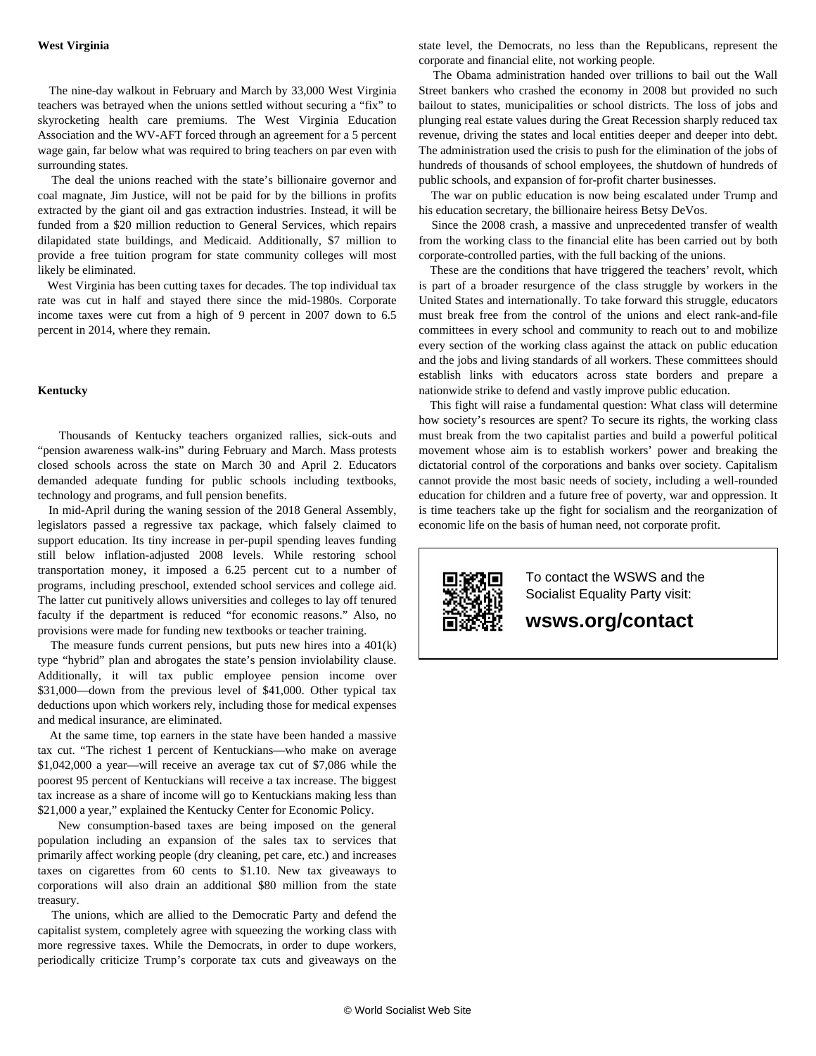## West Virginia

The nine-day walkout in February and March by 33,000 West Virginia teachers was betrayed when the unions settled without securing a "fix" to skyrocketing health care premiums. The West Virginia Education Association and the WV-AFT forced through an agreement for a 5 percent wage gain, far below what was required to bring teachers on par even with surrounding states.

The deal the unions reached with the state's billionaire governor and coal magnate, Jim Justice, will not be paid for by the billions in profits extracted by the giant oil and gas extraction industries. Instead, it will be funded from a $20 million reduction to General Services, which repairs dilapidated state buildings, and Medicaid. Additionally, $7 million to provide a free tuition program for state community colleges will most likely be eliminated.

West Virginia has been cutting taxes for decades. The top individual tax rate was cut in half and stayed there since the mid-1980s. Corporate income taxes were cut from a high of 9 percent in 2007 down to 6.5 percent in 2014, where they remain.

## Kentucky

Thousands of Kentucky teachers organized rallies, sick-outs and "pension awareness walk-ins" during February and March. Mass protests closed schools across the state on March 30 and April 2. Educators demanded adequate funding for public schools including textbooks, technology and programs, and full pension benefits.

In mid-April during the waning session of the 2018 General Assembly, legislators passed a regressive tax package, which falsely claimed to support education. Its tiny increase in per-pupil spending leaves funding still below inflation-adjusted 2008 levels. While restoring school transportation money, it imposed a 6.25 percent cut to a number of programs, including preschool, extended school services and college aid. The latter cut punitively allows universities and colleges to lay off tenured faculty if the department is reduced "for economic reasons." Also, no provisions were made for funding new textbooks or teacher training.

The measure funds current pensions, but puts new hires into a 401(k) type "hybrid" plan and abrogates the state's pension inviolability clause. Additionally, it will tax public employee pension income over $31,000—down from the previous level of $41,000. Other typical tax deductions upon which workers rely, including those for medical expenses and medical insurance, are eliminated.

At the same time, top earners in the state have been handed a massive tax cut. "The richest 1 percent of Kentuckians—who make on average $1,042,000 a year—will receive an average tax cut of $7,086 while the poorest 95 percent of Kentuckians will receive a tax increase. The biggest tax increase as a share of income will go to Kentuckians making less than $21,000 a year," explained the Kentucky Center for Economic Policy.

New consumption-based taxes are being imposed on the general population including an expansion of the sales tax to services that primarily affect working people (dry cleaning, pet care, etc.) and increases taxes on cigarettes from 60 cents to $1.10. New tax giveaways to corporations will also drain an additional $80 million from the state treasury.

The unions, which are allied to the Democratic Party and defend the capitalist system, completely agree with squeezing the working class with more regressive taxes. While the Democrats, in order to dupe workers, periodically criticize Trump's corporate tax cuts and giveaways on the state level, the Democrats, no less than the Republicans, represent the corporate and financial elite, not working people.

The Obama administration handed over trillions to bail out the Wall Street bankers who crashed the economy in 2008 but provided no such bailout to states, municipalities or school districts. The loss of jobs and plunging real estate values during the Great Recession sharply reduced tax revenue, driving the states and local entities deeper and deeper into debt. The administration used the crisis to push for the elimination of the jobs of hundreds of thousands of school employees, the shutdown of hundreds of public schools, and expansion of for-profit charter businesses.

The war on public education is now being escalated under Trump and his education secretary, the billionaire heiress Betsy DeVos.

Since the 2008 crash, a massive and unprecedented transfer of wealth from the working class to the financial elite has been carried out by both corporate-controlled parties, with the full backing of the unions.

These are the conditions that have triggered the teachers' revolt, which is part of a broader resurgence of the class struggle by workers in the United States and internationally. To take forward this struggle, educators must break free from the control of the unions and elect rank-and-file committees in every school and community to reach out to and mobilize every section of the working class against the attack on public education and the jobs and living standards of all workers. These committees should establish links with educators across state borders and prepare a nationwide strike to defend and vastly improve public education.

This fight will raise a fundamental question: What class will determine how society's resources are spent? To secure its rights, the working class must break from the two capitalist parties and build a powerful political movement whose aim is to establish workers' power and breaking the dictatorial control of the corporations and banks over society. Capitalism cannot provide the most basic needs of society, including a well-rounded education for children and a future free of poverty, war and oppression. It is time teachers take up the fight for socialism and the reorganization of economic life on the basis of human need, not corporate profit.

To contact the WSWS and the Socialist Equality Party visit:

**wsws.org/contact**